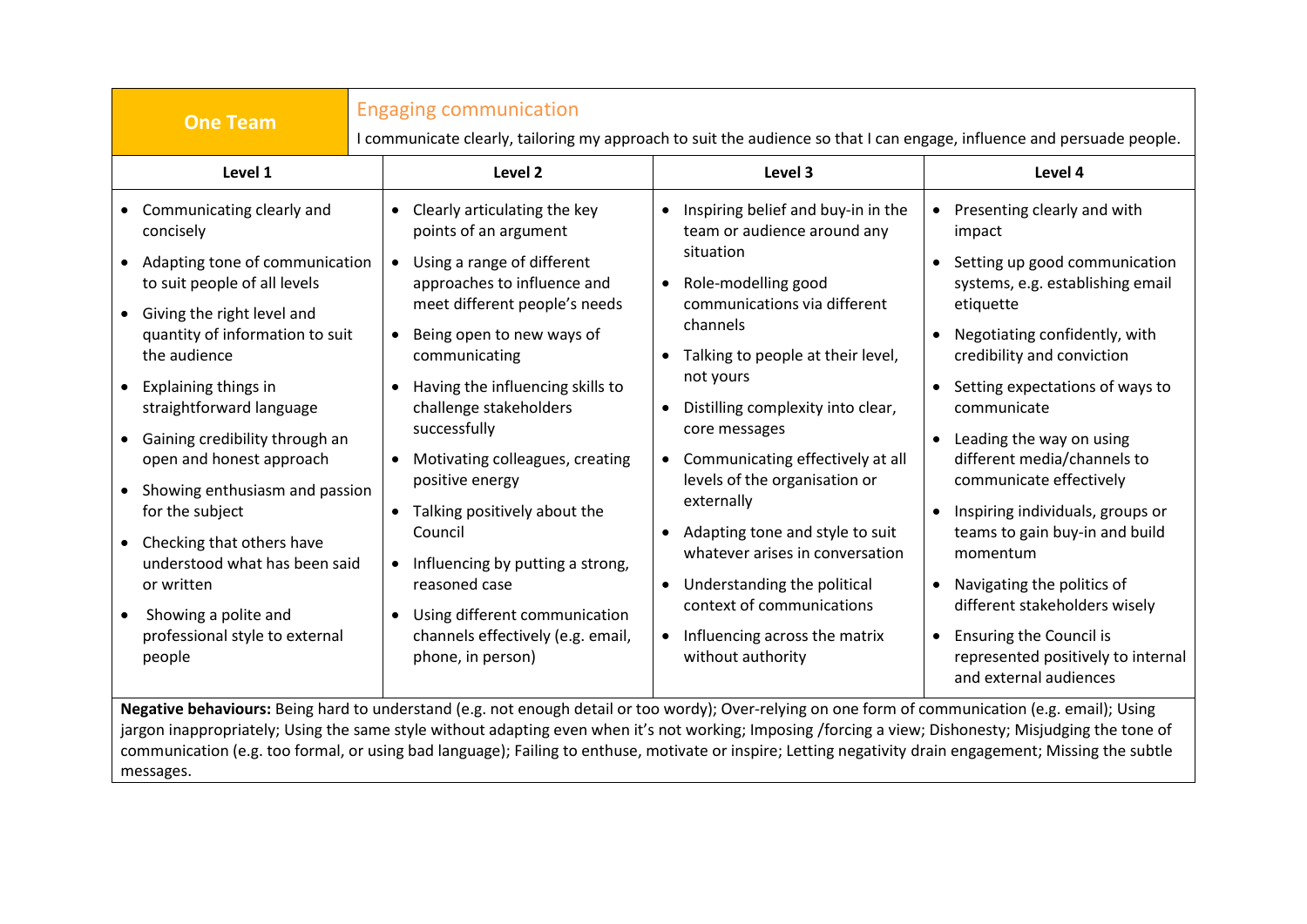| One Team | Engaging communication<br>I communicate clearly, tailoring my approach to suit the audience so that I can engage, influence and persuade people. | | |
|---|---|---|---|
| **Level 1** | **Level 2** | **Level 3** | **Level 4** |
| • Communicating clearly and concisely<br>• Adapting tone of communication to suit people of all levels<br>• Giving the right level and quantity of information to suit the audience<br>• Explaining things in straightforward language<br>• Gaining credibility through an open and honest approach<br>• Showing enthusiasm and passion for the subject<br>• Checking that others have understood what has been said or written<br>• Showing a polite and professional style to external people | • Clearly articulating the key points of an argument<br>• Using a range of different approaches to influence and meet different people's needs<br>• Being open to new ways of communicating<br>• Having the influencing skills to challenge stakeholders successfully<br>• Motivating colleagues, creating positive energy<br>• Talking positively about the Council<br>• Influencing by putting a strong, reasoned case<br>• Using different communication channels effectively (e.g. email, phone, in person) | • Inspiring belief and buy-in in the team or audience around any situation<br>• Role-modelling good communications via different channels<br>• Talking to people at their level, not yours<br>• Distilling complexity into clear, core messages<br>• Communicating effectively at all levels of the organisation or externally<br>• Adapting tone and style to suit whatever arises in conversation<br>• Understanding the political context of communications<br>• Influencing across the matrix without authority | • Presenting clearly and with impact<br>• Setting up good communication systems, e.g. establishing email etiquette<br>• Negotiating confidently, with credibility and conviction<br>• Setting expectations of ways to communicate<br>• Leading the way on using different media/channels to communicate effectively<br>• Inspiring individuals, groups or teams to gain buy-in and build momentum<br>• Navigating the politics of different stakeholders wisely<br>• Ensuring the Council is represented positively to internal and external audiences |

**Negative behaviours:** Being hard to understand (e.g. not enough detail or too wordy); Over-relying on one form of communication (e.g. email); Using jargon inappropriately; Using the same style without adapting even when it's not working; Imposing /forcing a view; Dishonesty; Misjudging the tone of communication (e.g. too formal, or using bad language); Failing to enthuse, motivate or inspire; Letting negativity drain engagement; Missing the subtle messages.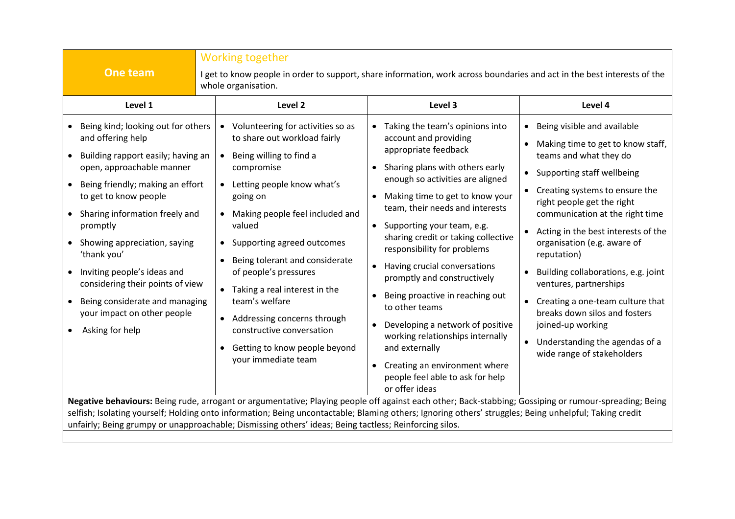| One team | Working together<br>I get to know people in order to support, share information, work across boundaries and act in the best interests of the whole organisation. | | |
|---|---|---|---|
| **Level 1** | **Level 2** | **Level 3** | **Level 4** |
| • Being kind; looking out for others and offering help<br>• Building rapport easily; having an open, approachable manner<br>• Being friendly; making an effort to get to know people<br>• Sharing information freely and promptly<br>• Showing appreciation, saying 'thank you'<br>• Inviting people's ideas and considering their points of view<br>• Being considerate and managing your impact on other people<br>• Asking for help | • Volunteering for activities so as to share out workload fairly<br>• Being willing to find a compromise<br>• Letting people know what's going on<br>• Making people feel included and valued<br>• Supporting agreed outcomes<br>• Being tolerant and considerate of people's pressures<br>• Taking a real interest in the team's welfare<br>• Addressing concerns through constructive conversation<br>• Getting to know people beyond your immediate team | • Taking the team's opinions into account and providing appropriate feedback<br>• Sharing plans with others early enough so activities are aligned<br>• Making time to get to know your team, their needs and interests<br>• Supporting your team, e.g. sharing credit or taking collective responsibility for problems<br>• Having crucial conversations promptly and constructively<br>• Being proactive in reaching out to other teams<br>• Developing a network of positive working relationships internally and externally<br>• Creating an environment where people feel able to ask for help or offer ideas | • Being visible and available<br>• Making time to get to know staff, teams and what they do<br>• Supporting staff wellbeing<br>• Creating systems to ensure the right people get the right communication at the right time<br>• Acting in the best interests of the organisation (e.g. aware of reputation)<br>• Building collaborations, e.g. joint ventures, partnerships<br>• Creating a one-team culture that breaks down silos and fosters joined-up working<br>• Understanding the agendas of a wide range of stakeholders |
| **Negative behaviours:** Being rude, arrogant or argumentative; Playing people off against each other; Back-stabbing; Gossiping or rumour-spreading; Being selfish; Isolating yourself; Holding onto information; Being uncontactable; Blaming others; Ignoring others' struggles; Being unhelpful; Taking credit unfairly; Being grumpy or unapproachable; Dismissing others' ideas; Being tactless; Reinforcing silos. | | | |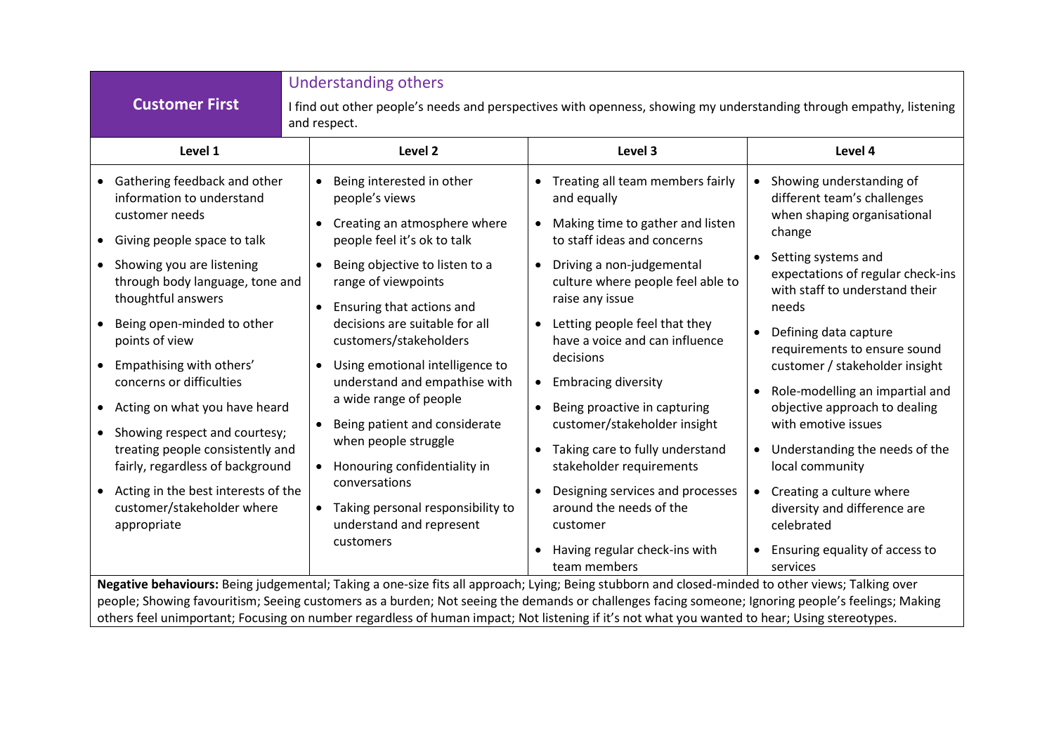| **Customer First** | **Understanding others**<br>I find out other people's needs and perspectives with openness, showing my understanding through empathy, listening and respect. | | |
|---|---|---|---|
| **Level 1** | **Level 2** | **Level 3** | **Level 4** |
| • Gathering feedback and other information to understand customer needs<br>• Giving people space to talk<br>• Showing you are listening through body language, tone and thoughtful answers<br>• Being open-minded to other points of view<br>• Empathising with others' concerns or difficulties<br>• Acting on what you have heard<br>• Showing respect and courtesy; treating people consistently and fairly, regardless of background<br>• Acting in the best interests of the customer/stakeholder where appropriate | • Being interested in other people's views<br>• Creating an atmosphere where people feel it's ok to talk<br>• Being objective to listen to a range of viewpoints<br>• Ensuring that actions and decisions are suitable for all customers/stakeholders<br>• Using emotional intelligence to understand and empathise with a wide range of people<br>• Being patient and considerate when people struggle<br>• Honouring confidentiality in conversations<br>• Taking personal responsibility to understand and represent customers | • Treating all team members fairly and equally<br>• Making time to gather and listen to staff ideas and concerns<br>• Driving a non-judgemental culture where people feel able to raise any issue<br>• Letting people feel that they have a voice and can influence decisions<br>• Embracing diversity<br>• Being proactive in capturing customer/stakeholder insight<br>• Taking care to fully understand stakeholder requirements<br>• Designing services and processes around the needs of the customer<br>• Having regular check-ins with team members | • Showing understanding of different team's challenges when shaping organisational change<br>• Setting systems and expectations of regular check-ins with staff to understand their needs<br>• Defining data capture requirements to ensure sound customer / stakeholder insight<br>• Role-modelling an impartial and objective approach to dealing with emotive issues<br>• Understanding the needs of the local community<br>• Creating a culture where diversity and difference are celebrated<br>• Ensuring equality of access to services |

**Negative behaviours:** Being judgemental; Taking a one-size fits all approach; Lying; Being stubborn and closed-minded to other views; Talking over people; Showing favouritism; Seeing customers as a burden; Not seeing the demands or challenges facing someone; Ignoring people's feelings; Making others feel unimportant; Focusing on number regardless of human impact; Not listening if it's not what you wanted to hear; Using stereotypes.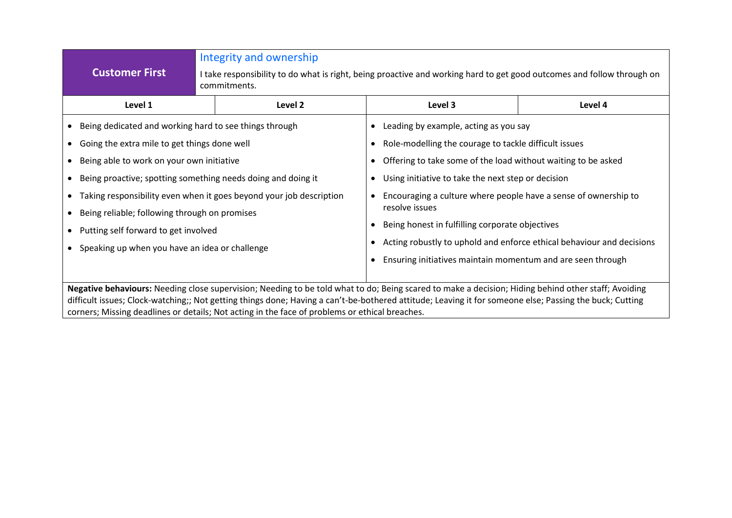| Customer First | Integrity and ownership<br>I take responsibility to do what is right, being proactive and working hard to get good outcomes and follow through on commitments. | | |
|---|---|---|---|
| **Level 1** | **Level 2** | **Level 3** | **Level 4** |
| • Being dedicated and working hard to see things through<br>• Going the extra mile to get things done well<br>• Being able to work on your own initiative<br>• Being proactive; spotting something needs doing and doing it<br>• Taking responsibility even when it goes beyond your job description<br>• Being reliable; following through on promises<br>• Putting self forward to get involved<br>• Speaking up when you have an idea or challenge | | • Leading by example, acting as you say<br>• Role-modelling the courage to tackle difficult issues<br>• Offering to take some of the load without waiting to be asked<br>• Using initiative to take the next step or decision<br>• Encouraging a culture where people have a sense of ownership to resolve issues<br>• Being honest in fulfilling corporate objectives<br>• Acting robustly to uphold and enforce ethical behaviour and decisions<br>• Ensuring initiatives maintain momentum and are seen through | |
| **Negative behaviours:** Needing close supervision; Needing to be told what to do; Being scared to make a decision; Hiding behind other staff; Avoiding difficult issues; Clock-watching;; Not getting things done; Having a can't-be-bothered attitude; Leaving it for someone else; Passing the buck; Cutting corners; Missing deadlines or details; Not acting in the face of problems or ethical breaches. | | | |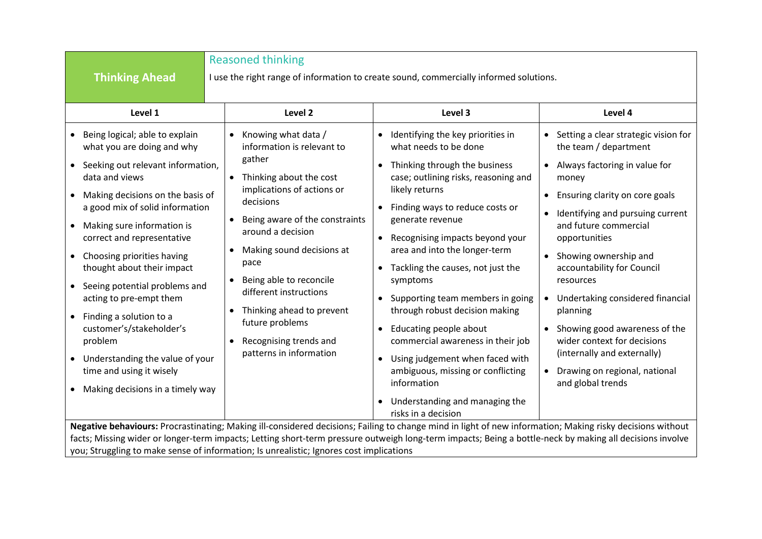| **Thinking Ahead** | Reasoned thinking<br>I use the right range of information to create sound, commercially informed solutions. | | |
|---|---|---|---|
| **Level 1** | **Level 2** | **Level 3** | **Level 4** |
| • Being logical; able to explain what you are doing and why<br>• Seeking out relevant information, data and views<br>• Making decisions on the basis of a good mix of solid information<br>• Making sure information is correct and representative<br>• Choosing priorities having thought about their impact<br>• Seeing potential problems and acting to pre-empt them<br>• Finding a solution to a customer's/stakeholder's problem<br>• Understanding the value of your time and using it wisely<br>• Making decisions in a timely way | • Knowing what data / information is relevant to gather<br>• Thinking about the cost implications of actions or decisions<br>• Being aware of the constraints around a decision<br>• Making sound decisions at pace<br>• Being able to reconcile different instructions<br>• Thinking ahead to prevent future problems<br>• Recognising trends and patterns in information | • Identifying the key priorities in what needs to be done<br>• Thinking through the business case; outlining risks, reasoning and likely returns<br>• Finding ways to reduce costs or generate revenue<br>• Recognising impacts beyond your area and into the longer-term<br>• Tackling the causes, not just the symptoms<br>• Supporting team members in going through robust decision making<br>• Educating people about commercial awareness in their job<br>• Using judgement when faced with ambiguous, missing or conflicting information<br>• Understanding and managing the risks in a decision | • Setting a clear strategic vision for the team / department<br>• Always factoring in value for money<br>• Ensuring clarity on core goals<br>• Identifying and pursuing current and future commercial opportunities<br>• Showing ownership and accountability for Council resources<br>• Undertaking considered financial planning<br>• Showing good awareness of the wider context for decisions (internally and externally)<br>• Drawing on regional, national and global trends |
| **Negative behaviours:** Procrastinating; Making ill-considered decisions; Failing to change mind in light of new information; Making risky decisions without facts; Missing wider or longer-term impacts; Letting short-term pressure outweigh long-term impacts; Being a bottle-neck by making all decisions involve you; Struggling to make sense of information; Is unrealistic; Ignores cost implications | | | |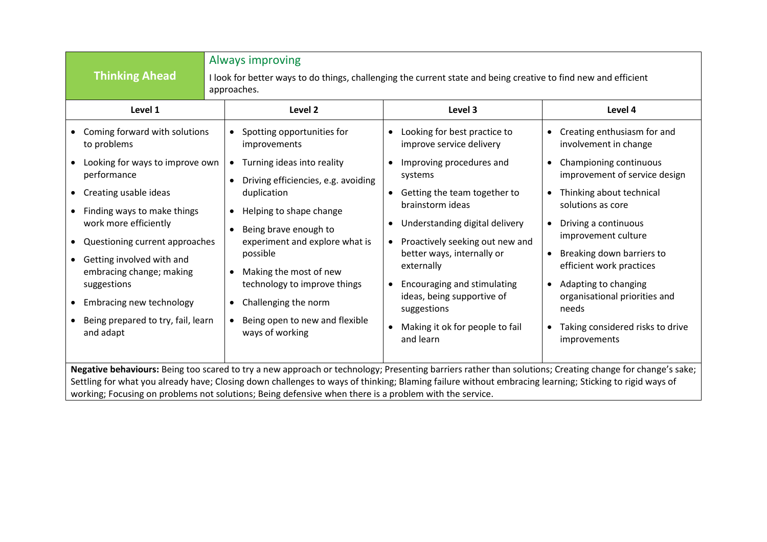| Thinking Ahead | Always improving<br>I look for better ways to do things, challenging the current state and being creative to find new and efficient approaches. | | |
|---|---|---|---|
| **Level 1** | **Level 2** | **Level 3** | **Level 4** |
| • Coming forward with solutions to problems<br>• Looking for ways to improve own performance<br>• Creating usable ideas<br>• Finding ways to make things work more efficiently<br>• Questioning current approaches<br>• Getting involved with and embracing change; making suggestions<br>• Embracing new technology<br>• Being prepared to try, fail, learn and adapt | • Spotting opportunities for improvements<br>• Turning ideas into reality<br>• Driving efficiencies, e.g. avoiding duplication<br>• Helping to shape change<br>• Being brave enough to experiment and explore what is possible<br>• Making the most of new technology to improve things<br>• Challenging the norm<br>• Being open to new and flexible ways of working | • Looking for best practice to improve service delivery<br>• Improving procedures and systems<br>• Getting the team together to brainstorm ideas<br>• Understanding digital delivery<br>• Proactively seeking out new and better ways, internally or externally<br>• Encouraging and stimulating ideas, being supportive of suggestions<br>• Making it ok for people to fail and learn | • Creating enthusiasm for and involvement in change<br>• Championing continuous improvement of service design<br>• Thinking about technical solutions as core<br>• Driving a continuous improvement culture<br>• Breaking down barriers to efficient work practices<br>• Adapting to changing organisational priorities and needs<br>• Taking considered risks to drive improvements |

**Negative behaviours:** Being too scared to try a new approach or technology; Presenting barriers rather than solutions; Creating change for change's sake; Settling for what you already have; Closing down challenges to ways of thinking; Blaming failure without embracing learning; Sticking to rigid ways of working; Focusing on problems not solutions; Being defensive when there is a problem with the service.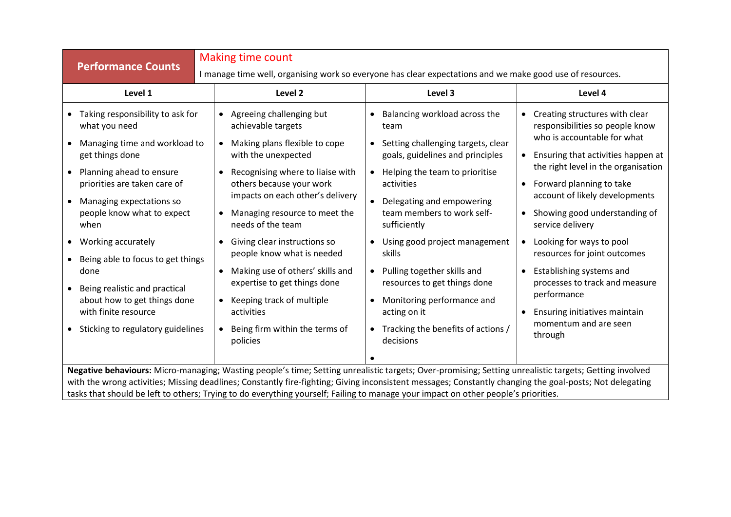| **Performance Counts** | **Making time count**<br>I manage time well, organising work so everyone has clear expectations and we make good use of resources. | | |
|---|---|---|---|
| **Level 1** | **Level 2** | **Level 3** | **Level 4** |
| • Taking responsibility to ask for what you need<br>• Managing time and workload to get things done<br>• Planning ahead to ensure priorities are taken care of<br>• Managing expectations so people know what to expect when<br>• Working accurately<br>• Being able to focus to get things done<br>• Being realistic and practical about how to get things done with finite resource<br>• Sticking to regulatory guidelines | • Agreeing challenging but achievable targets<br>• Making plans flexible to cope with the unexpected<br>• Recognising where to liaise with others because your work impacts on each other's delivery<br>• Managing resource to meet the needs of the team<br>• Giving clear instructions so people know what is needed<br>• Making use of others' skills and expertise to get things done<br>• Keeping track of multiple activities<br>• Being firm within the terms of policies | • Balancing workload across the team<br>• Setting challenging targets, clear goals, guidelines and principles<br>• Helping the team to prioritise activities<br>• Delegating and empowering team members to work self-sufficiently<br>• Using good project management skills<br>• Pulling together skills and resources to get things done<br>• Monitoring performance and acting on it<br>• Tracking the benefits of actions / decisions<br>• | • Creating structures with clear responsibilities so people know who is accountable for what<br>• Ensuring that activities happen at the right level in the organisation<br>• Forward planning to take account of likely developments<br>• Showing good understanding of service delivery<br>• Looking for ways to pool resources for joint outcomes<br>• Establishing systems and processes to track and measure performance<br>• Ensuring initiatives maintain momentum and are seen through |
| **Negative behaviours:** Micro-managing; Wasting people's time; Setting unrealistic targets; Over-promising; Setting unrealistic targets; Getting involved with the wrong activities; Missing deadlines; Constantly fire-fighting; Giving inconsistent messages; Constantly changing the goal-posts; Not delegating tasks that should be left to others; Trying to do everything yourself; Failing to manage your impact on other people's priorities. | | | |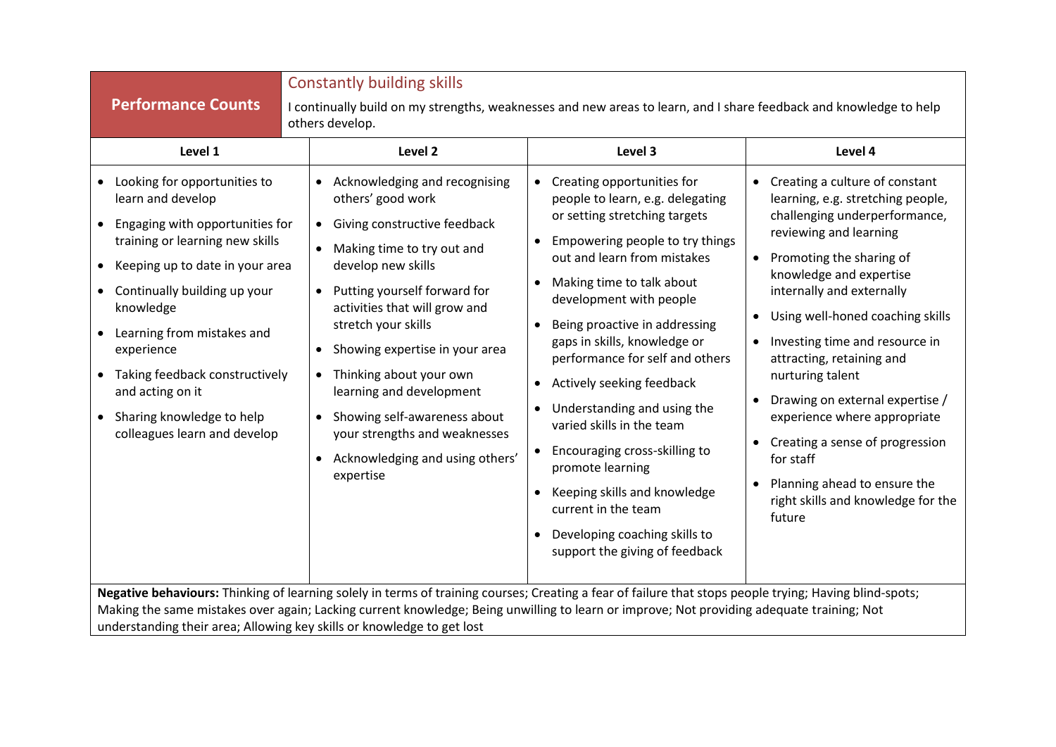| **Performance Counts** | **Constantly building skills**<br>I continually build on my strengths, weaknesses and new areas to learn, and I share feedback and knowledge to help others develop. | | |
|---|---|---|---|
| **Level 1** | **Level 2** | **Level 3** | **Level 4** |
| • Looking for opportunities to learn and develop<br>• Engaging with opportunities for training or learning new skills<br>• Keeping up to date in your area<br>• Continually building up your knowledge<br>• Learning from mistakes and experience<br>• Taking feedback constructively and acting on it<br>• Sharing knowledge to help colleagues learn and develop | • Acknowledging and recognising others' good work<br>• Giving constructive feedback<br>• Making time to try out and develop new skills<br>• Putting yourself forward for activities that will grow and stretch your skills<br>• Showing expertise in your area<br>• Thinking about your own learning and development<br>• Showing self-awareness about your strengths and weaknesses<br>• Acknowledging and using others' expertise | • Creating opportunities for people to learn, e.g. delegating or setting stretching targets<br>• Empowering people to try things out and learn from mistakes<br>• Making time to talk about development with people<br>• Being proactive in addressing gaps in skills, knowledge or performance for self and others<br>• Actively seeking feedback<br>• Understanding and using the varied skills in the team<br>• Encouraging cross-skilling to promote learning<br>• Keeping skills and knowledge current in the team<br>• Developing coaching skills to support the giving of feedback | • Creating a culture of constant learning, e.g. stretching people, challenging underperformance, reviewing and learning<br>• Promoting the sharing of knowledge and expertise internally and externally<br>• Using well-honed coaching skills<br>• Investing time and resource in attracting, retaining and nurturing talent<br>• Drawing on external expertise / experience where appropriate<br>• Creating a sense of progression for staff<br>• Planning ahead to ensure the right skills and knowledge for the future |
| **Negative behaviours:** Thinking of learning solely in terms of training courses; Creating a fear of failure that stops people trying; Having blind-spots; Making the same mistakes over again; Lacking current knowledge; Being unwilling to learn or improve; Not providing adequate training; Not understanding their area; Allowing key skills or knowledge to get lost | | | |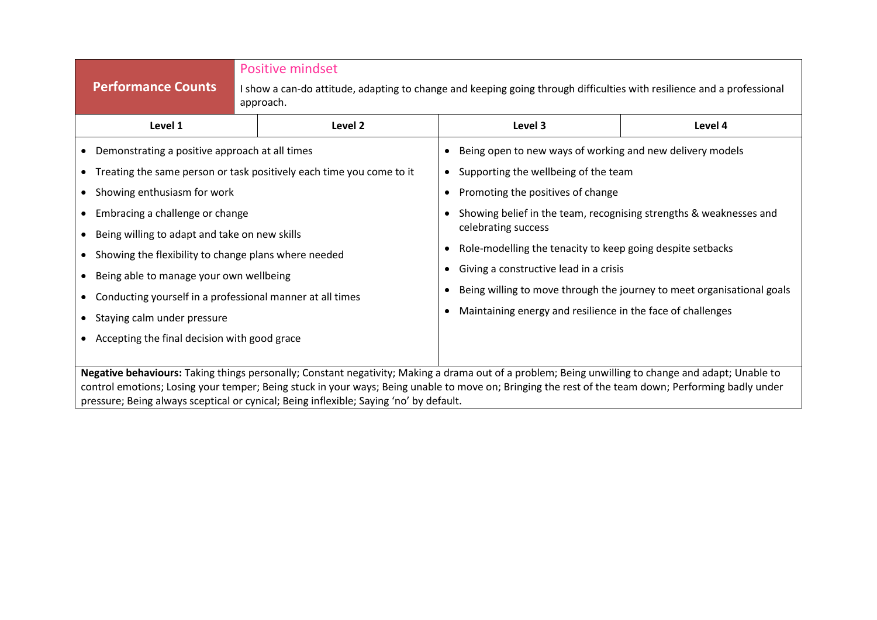| Performance Counts | Positive mindset<br>I show a can-do attitude, adapting to change and keeping going through difficulties with resilience and a professional approach. | | |
|---|---|---|---|
| **Level 1** | **Level 2** | **Level 3** | **Level 4** |
| • Demonstrating a positive approach at all times<br>• Treating the same person or task positively each time you come to it<br>• Showing enthusiasm for work<br>• Embracing a challenge or change<br>• Being willing to adapt and take on new skills<br>• Showing the flexibility to change plans where needed<br>• Being able to manage your own wellbeing<br>• Conducting yourself in a professional manner at all times<br>• Staying calm under pressure<br>• Accepting the final decision with good grace | | • Being open to new ways of working and new delivery models<br>• Supporting the wellbeing of the team<br>• Promoting the positives of change<br>• Showing belief in the team, recognising strengths & weaknesses and celebrating success<br>• Role-modelling the tenacity to keep going despite setbacks<br>• Giving a constructive lead in a crisis<br>• Being willing to move through the journey to meet organisational goals<br>• Maintaining energy and resilience in the face of challenges | |
| **Negative behaviours:** Taking things personally; Constant negativity; Making a drama out of a problem; Being unwilling to change and adapt; Unable to control emotions; Losing your temper; Being stuck in your ways; Being unable to move on; Bringing the rest of the team down; Performing badly under pressure; Being always sceptical or cynical; Being inflexible; Saying 'no' by default. | | | |